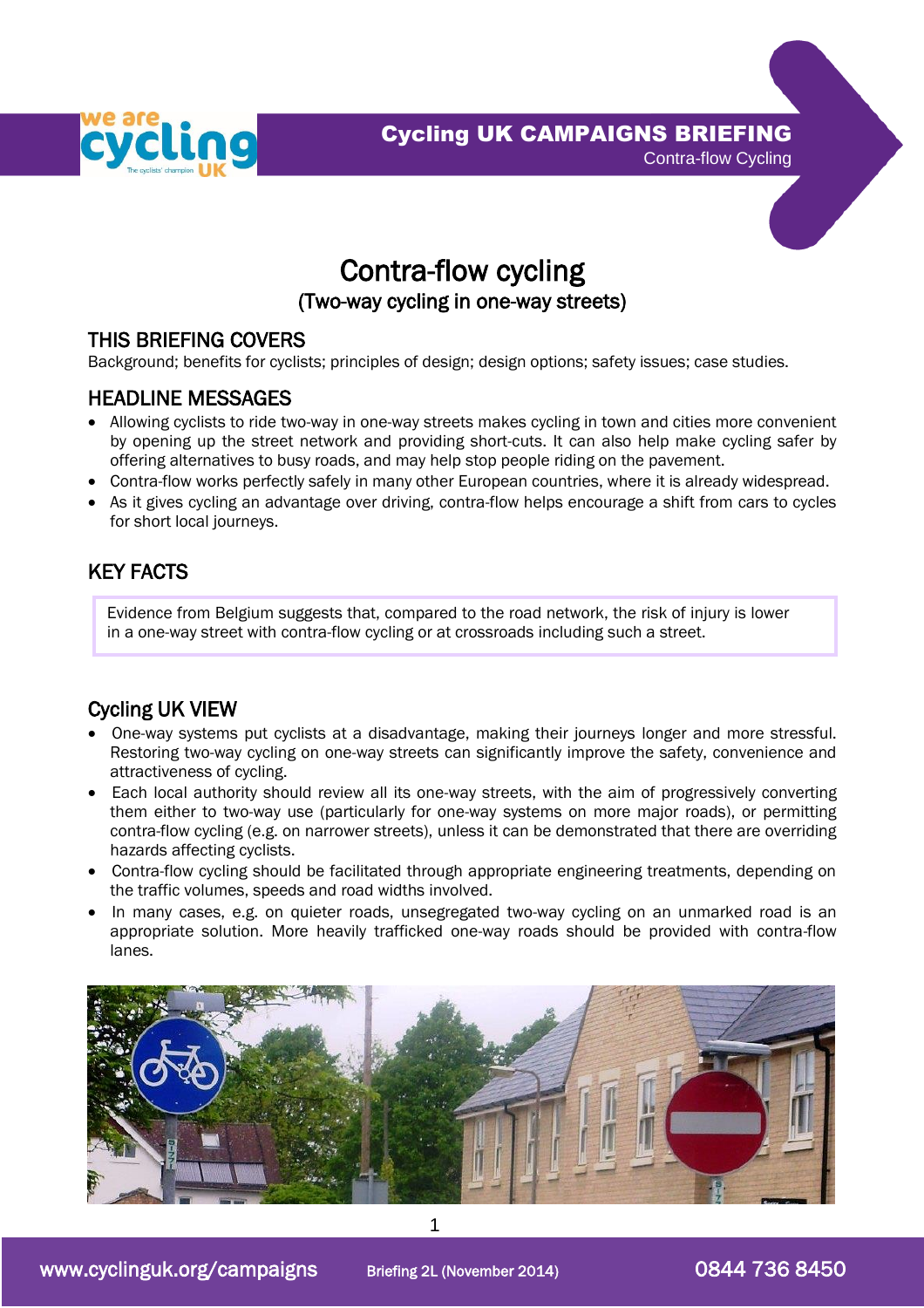# Contra-flow cycling

## (Two-way cycling in one-way streets)

## THIS BRIEFING COVERS

Background; benefits for cyclists; principles of design; design options; safety issues; case studies.

## HEADLINE MESSAGES

- Allowing cyclists to ride two-way in one-way streets makes cycling in town and cities more convenient by opening up the street network and providing short-cuts. It can also help make cycling safer by offering alternatives to busy roads, and may help stop people riding on the pavement.
- Contra-flow works perfectly safely in many other European countries, where it is already widespread.
- As it gives cycling an advantage over driving, contra-flow helps encourage a shift from cars to cycles for short local journeys.

## KEY FACTS

Evidence from Belgium suggests that, compared to the road network, the risk of injury is lower in a one-way street with contra-flow cycling or at crossroads including such a street.

## Cycling UK VIEW

- One-way systems put cyclists at a disadvantage, making their journeys longer and more stressful. Restoring two-way cycling on one-way streets can significantly improve the safety, convenience and attractiveness of cycling.
- Each local authority should review all its one-way streets, with the aim of progressively converting them either to two-way use (particularly for one-way systems on more major roads), or permitting contra-flow cycling (e.g. on narrower streets), unless it can be demonstrated that there are overriding hazards affecting cyclists.
- Contra-flow cycling should be facilitated through appropriate engineering treatments, depending on the traffic volumes, speeds and road widths involved.
- In many cases, e.g. on quieter roads, unsegregated two-way cycling on an unmarked road is an appropriate solution. More heavily trafficked one-way roads should be provided with contra-flow lanes.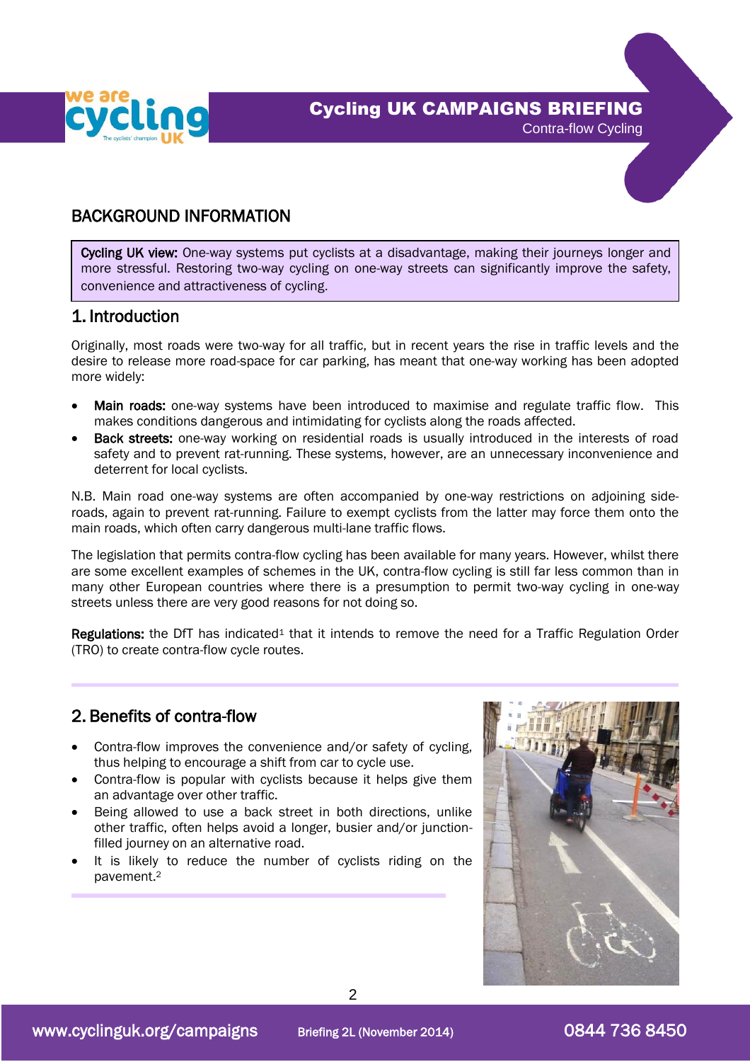## BACKGROUND INFORMATION

**Cycling UK view:** One-way systems put cyclists at a disadvantage, making their journeys longer and more stressful. Restoring two-way cycling on one-way streets can significantly improve the safety, convenience and attractiveness of cycling.

## 1. Introduction

Originally, most roads were two-way for all traffic, but in recent years the rise in traffic levels and the desire to release more road-space for car parking, has meant that one-way working has been adopted more widely:

- **Main roads:** one-way systems have been introduced to maximise and regulate traffic flow. This makes conditions dangerous and intimidating for cyclists along the roads affected.
- **Back streets:** one-way working on residential roads is usually introduced in the interests of road safety and to prevent rat-running. These systems, however, are an unnecessary inconvenience and deterrent for local cyclists.

N.B. Main road one-way systems are often accompanied by one-way restrictions on adjoining side-roads, again to prevent rat-running. Failure to exempt cyclists from the latter may force them onto the main roads, which often carry dangerous multi-lane traffic flows.

The legislation that permits contra-flow cycling has been available for many years. However, whilst there are some excellent examples of schemes in the UK, contra-flow cycling is still far less common than in many other European countries where there is a presumption to permit two-way cycling in one-way streets unless there are very good reasons for not doing so.

**Regulations:** the DfT has indicated[1] that it intends to remove the need for a Traffic Regulation Order (TRO) to create contra-flow cycle routes.

## 2. Benefits of contra-flow

- Contra-flow improves the convenience and/or safety of cycling, thus helping to encourage a shift from car to cycle use.
- Contra-flow is popular with cyclists because it helps give them an advantage over other traffic.
- Being allowed to use a back street in both directions, unlike other traffic, often helps avoid a longer, busier and/or junction-filled journey on an alternative road.
- It is likely to reduce the number of cyclists riding on the pavement.[2]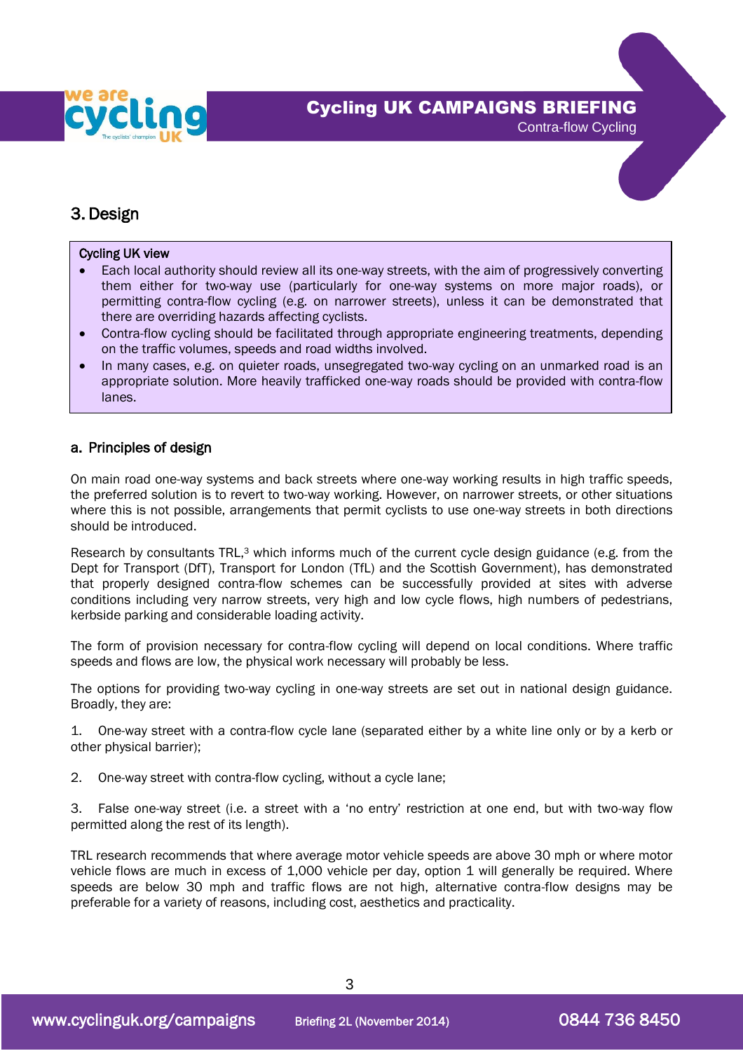## 3. Design

**Cycling UK view**

- Each local authority should review all its one-way streets, with the aim of progressively converting them either for two-way use (particularly for one-way systems on more major roads), or permitting contra-flow cycling (e.g. on narrower streets), unless it can be demonstrated that there are overriding hazards affecting cyclists.
- Contra-flow cycling should be facilitated through appropriate engineering treatments, depending on the traffic volumes, speeds and road widths involved.
- In many cases, e.g. on quieter roads, unsegregated two-way cycling on an unmarked road is an appropriate solution. More heavily trafficked one-way roads should be provided with contra-flow lanes.

### a. Principles of design

On main road one-way systems and back streets where one-way working results in high traffic speeds, the preferred solution is to revert to two-way working. However, on narrower streets, or other situations where this is not possible, arrangements that permit cyclists to use one-way streets in both directions should be introduced.

Research by consultants TRL,[3] which informs much of the current cycle design guidance (e.g. from the Dept for Transport (DfT), Transport for London (TfL) and the Scottish Government), has demonstrated that properly designed contra-flow schemes can be successfully provided at sites with adverse conditions including very narrow streets, very high and low cycle flows, high numbers of pedestrians, kerbside parking and considerable loading activity.

The form of provision necessary for contra-flow cycling will depend on local conditions. Where traffic speeds and flows are low, the physical work necessary will probably be less.

The options for providing two-way cycling in one-way streets are set out in national design guidance. Broadly, they are:

1. One-way street with a contra-flow cycle lane (separated either by a white line only or by a kerb or other physical barrier);

2. One-way street with contra-flow cycling, without a cycle lane;

3. False one-way street (i.e. a street with a 'no entry' restriction at one end, but with two-way flow permitted along the rest of its length).

TRL research recommends that where average motor vehicle speeds are above 30 mph or where motor vehicle flows are much in excess of 1,000 vehicle per day, option 1 will generally be required. Where speeds are below 30 mph and traffic flows are not high, alternative contra-flow designs may be preferable for a variety of reasons, including cost, aesthetics and practicality.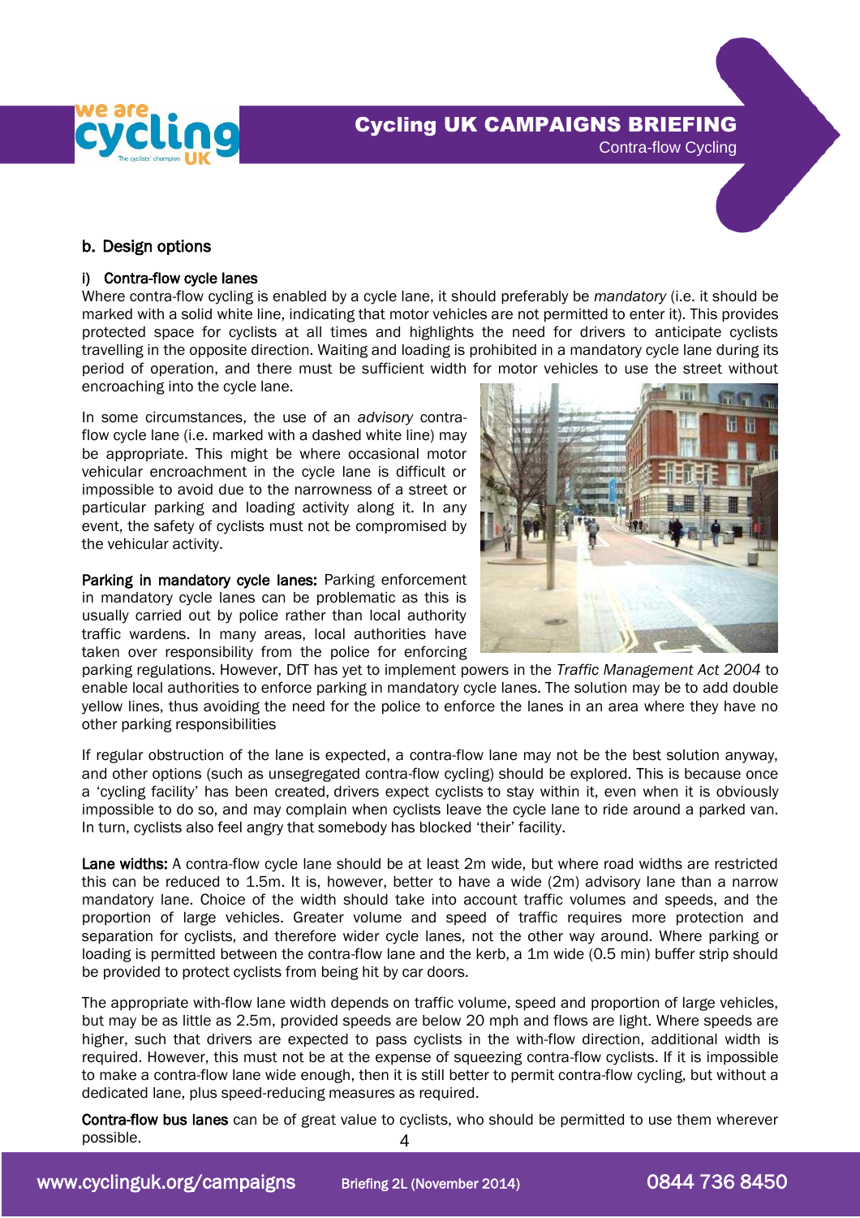## b. Design options

### i) Contra-flow cycle lanes

Where contra-flow cycling is enabled by a cycle lane, it should preferably be *mandatory* (i.e. it should be marked with a solid white line, indicating that motor vehicles are not permitted to enter it). This provides protected space for cyclists at all times and highlights the need for drivers to anticipate cyclists travelling in the opposite direction. Waiting and loading is prohibited in a mandatory cycle lane during its period of operation, and there must be sufficient width for motor vehicles to use the street without encroaching into the cycle lane.

In some circumstances, the use of an *advisory* contra-flow cycle lane (i.e. marked with a dashed white line) may be appropriate. This might be where occasional motor vehicular encroachment in the cycle lane is difficult or impossible to avoid due to the narrowness of a street or particular parking and loading activity along it. In any event, the safety of cyclists must not be compromised by the vehicular activity.

**Parking in mandatory cycle lanes:** Parking enforcement in mandatory cycle lanes can be problematic as this is usually carried out by police rather than local authority traffic wardens. In many areas, local authorities have taken over responsibility from the police for enforcing parking regulations. However, DfT has yet to implement powers in the *Traffic Management Act 2004* to enable local authorities to enforce parking in mandatory cycle lanes. The solution may be to add double yellow lines, thus avoiding the need for the police to enforce the lanes in an area where they have no other parking responsibilities

If regular obstruction of the lane is expected, a contra-flow lane may not be the best solution anyway, and other options (such as unsegregated contra-flow cycling) should be explored. This is because once a 'cycling facility' has been created, drivers expect cyclists to stay within it, even when it is obviously impossible to do so, and may complain when cyclists leave the cycle lane to ride around a parked van. In turn, cyclists also feel angry that somebody has blocked 'their' facility.

**Lane widths:** A contra-flow cycle lane should be at least 2m wide, but where road widths are restricted this can be reduced to 1.5m. It is, however, better to have a wide (2m) advisory lane than a narrow mandatory lane. Choice of the width should take into account traffic volumes and speeds, and the proportion of large vehicles. Greater volume and speed of traffic requires more protection and separation for cyclists, and therefore wider cycle lanes, not the other way around. Where parking or loading is permitted between the contra-flow lane and the kerb, a 1m wide (0.5 min) buffer strip should be provided to protect cyclists from being hit by car doors.

The appropriate with-flow lane width depends on traffic volume, speed and proportion of large vehicles, but may be as little as 2.5m, provided speeds are below 20 mph and flows are light. Where speeds are higher, such that drivers are expected to pass cyclists in the with-flow direction, additional width is required. However, this must not be at the expense of squeezing contra-flow cyclists. If it is impossible to make a contra-flow lane wide enough, then it is still better to permit contra-flow cycling, but without a dedicated lane, plus speed-reducing measures as required.

**Contra-flow bus lanes** can be of great value to cyclists, who should be permitted to use them wherever possible.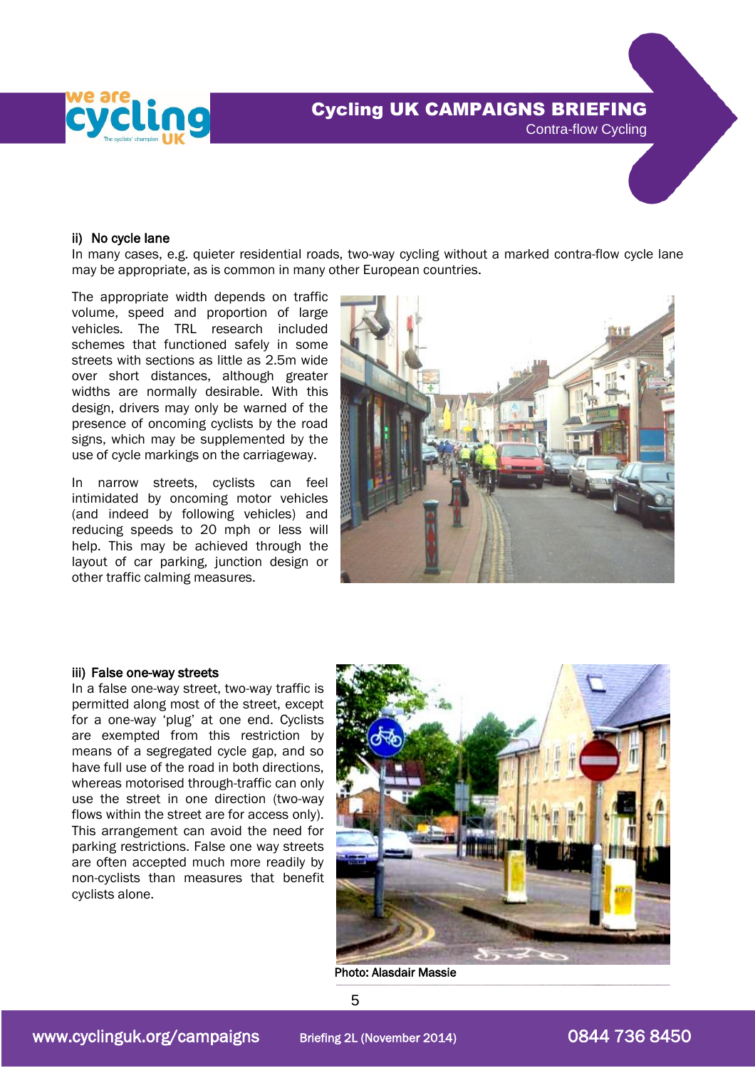### ii) No cycle lane

In many cases, e.g. quieter residential roads, two-way cycling without a marked contra-flow cycle lane may be appropriate, as is common in many other European countries.

The appropriate width depends on traffic volume, speed and proportion of large vehicles. The TRL research included schemes that functioned safely in some streets with sections as little as 2.5m wide over short distances, although greater widths are normally desirable. With this design, drivers may only be warned of the presence of oncoming cyclists by the road signs, which may be supplemented by the use of cycle markings on the carriageway.

In narrow streets, cyclists can feel intimidated by oncoming motor vehicles (and indeed by following vehicles) and reducing speeds to 20 mph or less will help. This may be achieved through the layout of car parking, junction design or other traffic calming measures.

### iii) False one-way streets

In a false one-way street, two-way traffic is permitted along most of the street, except for a one-way 'plug' at one end. Cyclists are exempted from this restriction by means of a segregated cycle gap, and so have full use of the road in both directions, whereas motorised through-traffic can only use the street in one direction (two-way flows within the street are for access only). This arrangement can avoid the need for parking restrictions. False one way streets are often accepted much more readily by non-cyclists than measures that benefit cyclists alone.

Photo: Alasdair Massie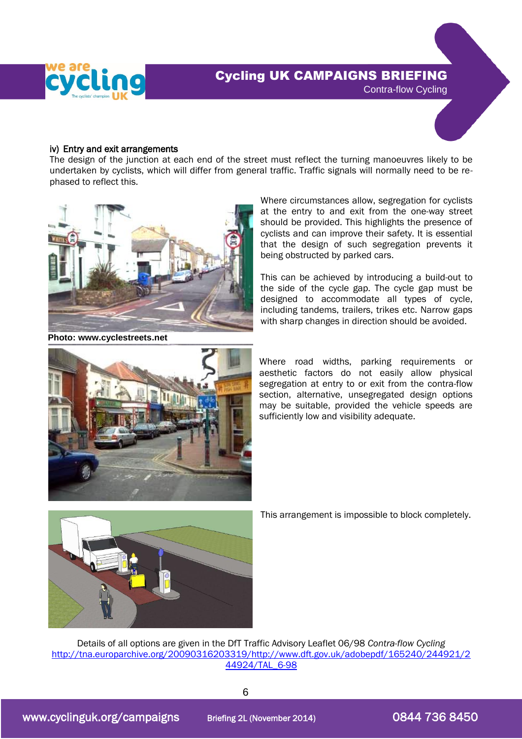### iv) Entry and exit arrangements

The design of the junction at each end of the street must reflect the turning manoeuvres likely to be undertaken by cyclists, which will differ from general traffic. Traffic signals will normally need to be re-phased to reflect this.

Where circumstances allow, segregation for cyclists at the entry to and exit from the one-way street should be provided. This highlights the presence of cyclists and can improve their safety. It is essential that the design of such segregation prevents it being obstructed by parked cars.

This can be achieved by introducing a build-out to the side of the cycle gap. The cycle gap must be designed to accommodate all types of cycle, including tandems, trailers, trikes etc. Narrow gaps with sharp changes in direction should be avoided.

**Photo: www.cyclestreets.net**

Where road widths, parking requirements or aesthetic factors do not easily allow physical segregation at entry to or exit from the contra-flow section, alternative, unsegregated design options may be suitable, provided the vehicle speeds are sufficiently low and visibility adequate.

This arrangement is impossible to block completely.

Details of all options are given in the DfT Traffic Advisory Leaflet 06/98 *Contra-flow Cycling* http://tna.europarchive.org/20090316203319/http://www.dft.gov.uk/adobepdf/165240/244921/244924/TAL_6-98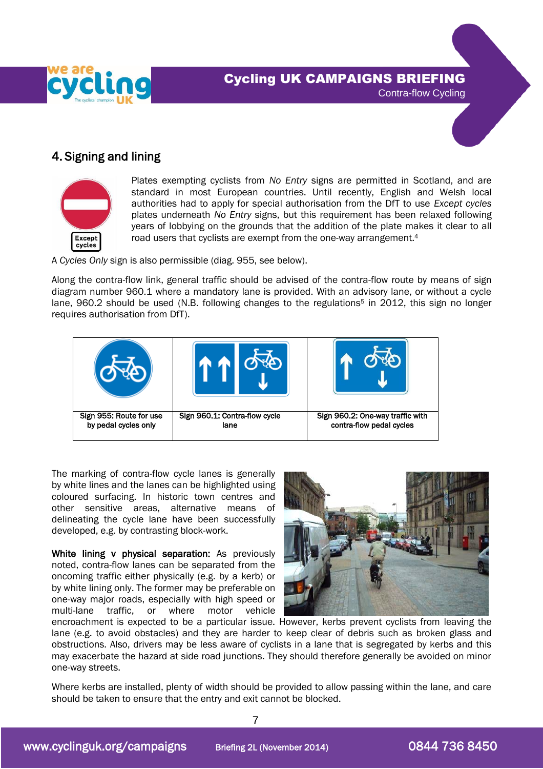## 4. Signing and lining

Plates exempting cyclists from *No Entry* signs are permitted in Scotland, and are standard in most European countries. Until recently, English and Welsh local authorities had to apply for special authorisation from the DfT to use *Except cycles* plates underneath *No Entry* signs, but this requirement has been relaxed following years of lobbying on the grounds that the addition of the plate makes it clear to all road users that cyclists are exempt from the one-way arrangement.[4]

A *Cycles Only* sign is also permissible (diag. 955, see below).

Along the contra-flow link, general traffic should be advised of the contra-flow route by means of sign diagram number 960.1 where a mandatory lane is provided. With an advisory lane, or without a cycle lane, 960.2 should be used (N.B. following changes to the regulations[5] in 2012, this sign no longer requires authorisation from DfT).

| Sign 955: Route for use by pedal cycles only | Sign 960.1: Contra-flow cycle lane | Sign 960.2: One-way traffic with contra-flow pedal cycles |
|---|---|---|

The marking of contra-flow cycle lanes is generally by white lines and the lanes can be highlighted using coloured surfacing. In historic town centres and other sensitive areas, alternative means of delineating the cycle lane have been successfully developed, e.g. by contrasting block-work.

**White lining v physical separation:** As previously noted, contra-flow lanes can be separated from the oncoming traffic either physically (e.g. by a kerb) or by white lining only. The former may be preferable on one-way major roads, especially with high speed or multi-lane traffic, or where motor vehicle encroachment is expected to be a particular issue. However, kerbs prevent cyclists from leaving the lane (e.g. to avoid obstacles) and they are harder to keep clear of debris such as broken glass and obstructions. Also, drivers may be less aware of cyclists in a lane that is segregated by kerbs and this may exacerbate the hazard at side road junctions. They should therefore generally be avoided on minor one-way streets.

Where kerbs are installed, plenty of width should be provided to allow passing within the lane, and care should be taken to ensure that the entry and exit cannot be blocked.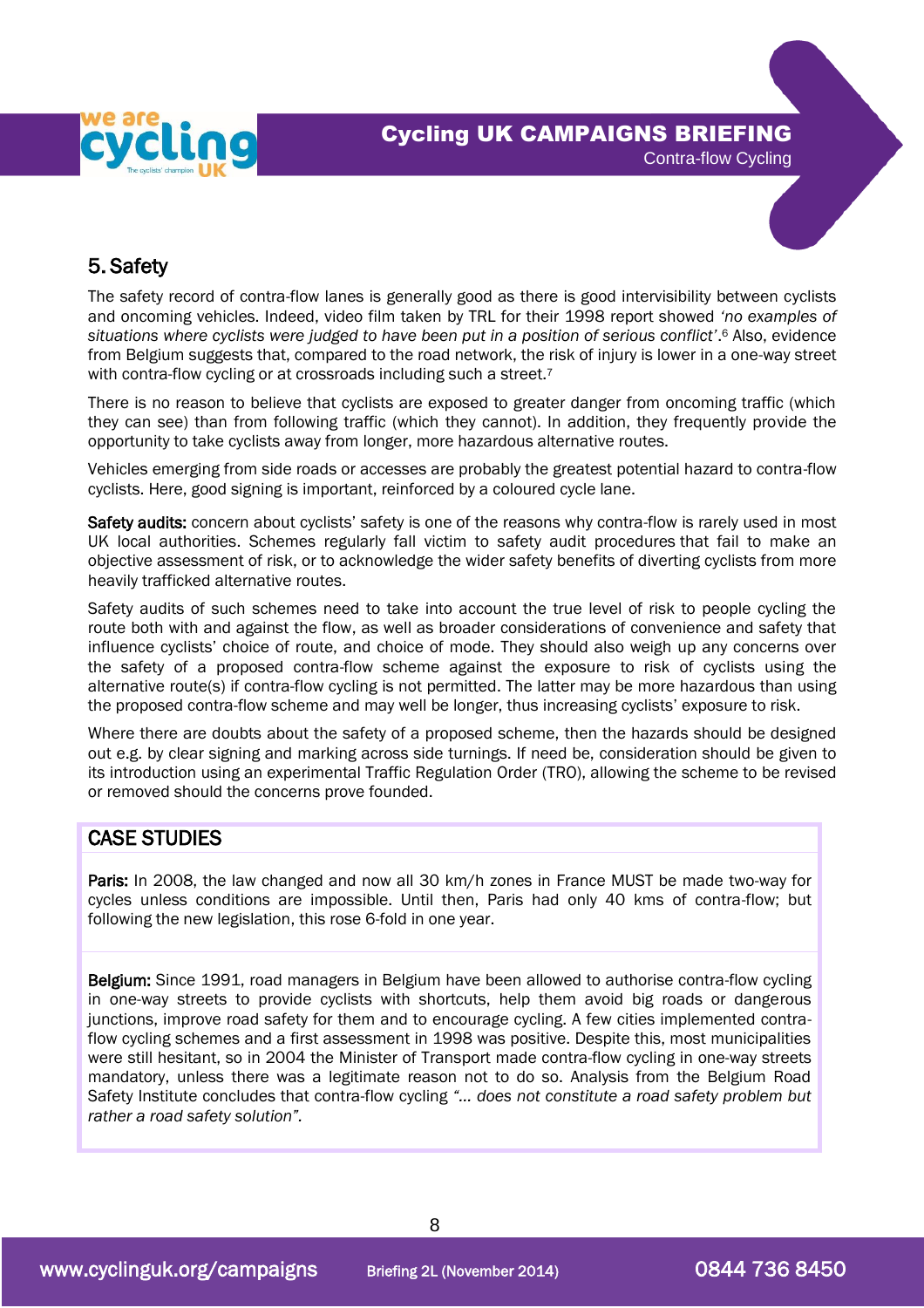## 5. Safety

The safety record of contra-flow lanes is generally good as there is good intervisibility between cyclists and oncoming vehicles. Indeed, video film taken by TRL for their 1998 report showed *'no examples of situations where cyclists were judged to have been put in a position of serious conflict'*.[6] Also, evidence from Belgium suggests that, compared to the road network, the risk of injury is lower in a one-way street with contra-flow cycling or at crossroads including such a street.[7]

There is no reason to believe that cyclists are exposed to greater danger from oncoming traffic (which they can see) than from following traffic (which they cannot). In addition, they frequently provide the opportunity to take cyclists away from longer, more hazardous alternative routes.

Vehicles emerging from side roads or accesses are probably the greatest potential hazard to contra-flow cyclists. Here, good signing is important, reinforced by a coloured cycle lane.

**Safety audits:** concern about cyclists' safety is one of the reasons why contra-flow is rarely used in most UK local authorities. Schemes regularly fall victim to safety audit procedures that fail to make an objective assessment of risk, or to acknowledge the wider safety benefits of diverting cyclists from more heavily trafficked alternative routes.

Safety audits of such schemes need to take into account the true level of risk to people cycling the route both with and against the flow, as well as broader considerations of convenience and safety that influence cyclists' choice of route, and choice of mode. They should also weigh up any concerns over the safety of a proposed contra-flow scheme against the exposure to risk of cyclists using the alternative route(s) if contra-flow cycling is not permitted. The latter may be more hazardous than using the proposed contra-flow scheme and may well be longer, thus increasing cyclists' exposure to risk.

Where there are doubts about the safety of a proposed scheme, then the hazards should be designed out e.g. by clear signing and marking across side turnings. If need be, consideration should be given to its introduction using an experimental Traffic Regulation Order (TRO), allowing the scheme to be revised or removed should the concerns prove founded.

## CASE STUDIES

**Paris:** In 2008, the law changed and now all 30 km/h zones in France MUST be made two-way for cycles unless conditions are impossible. Until then, Paris had only 40 kms of contra-flow; but following the new legislation, this rose 6-fold in one year.

**Belgium:** Since 1991, road managers in Belgium have been allowed to authorise contra-flow cycling in one-way streets to provide cyclists with shortcuts, help them avoid big roads or dangerous junctions, improve road safety for them and to encourage cycling. A few cities implemented contra-flow cycling schemes and a first assessment in 1998 was positive. Despite this, most municipalities were still hesitant, so in 2004 the Minister of Transport made contra-flow cycling in one-way streets mandatory, unless there was a legitimate reason not to do so. Analysis from the Belgium Road Safety Institute concludes that contra-flow cycling *"… does not constitute a road safety problem but rather a road safety solution"*.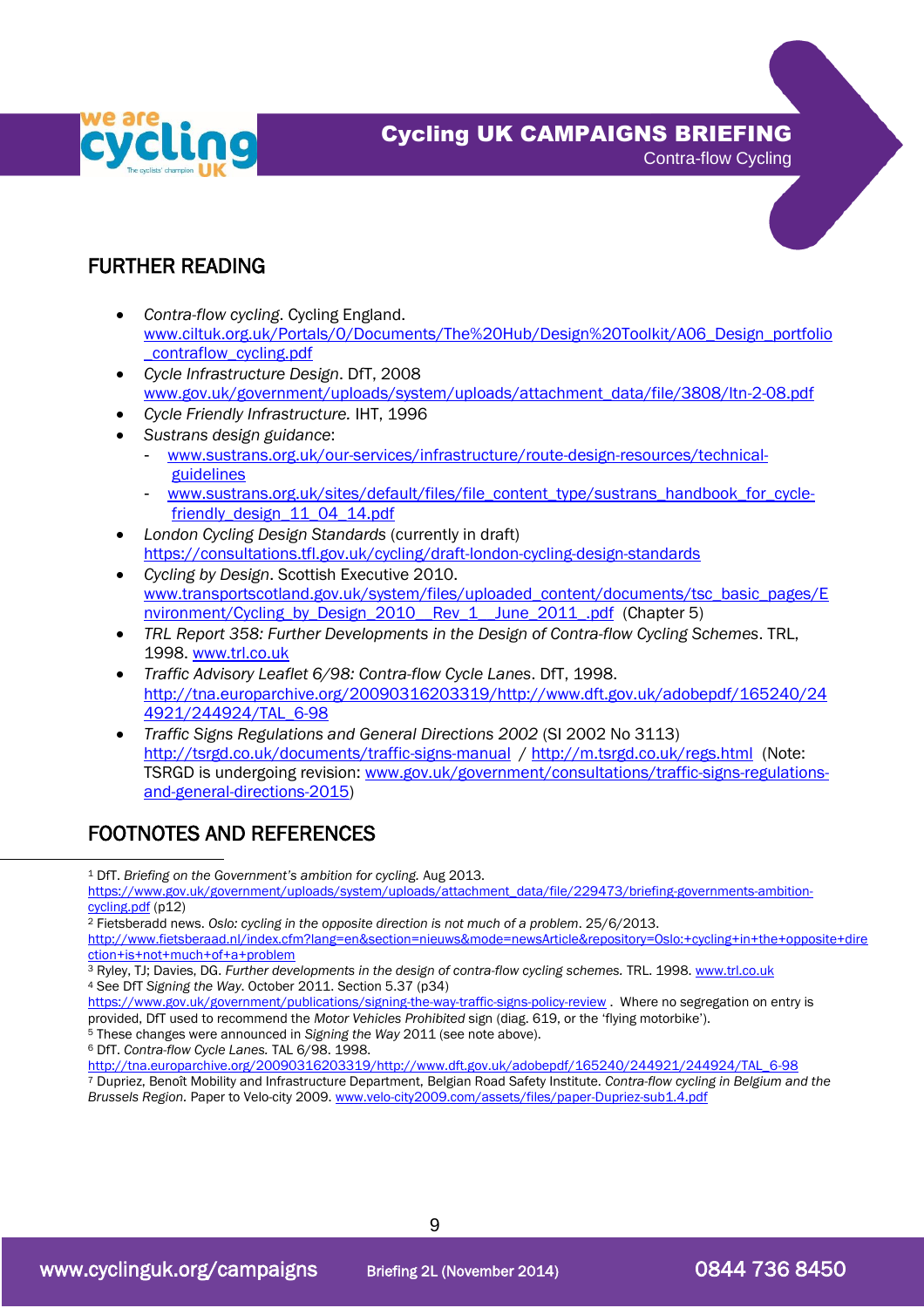## FURTHER READING

- *Contra-flow cycling*. Cycling England. www.ciltuk.org.uk/Portals/0/Documents/The%20Hub/Design%20Toolkit/A06_Design_portfolio_contraflow_cycling.pdf
- *Cycle Infrastructure Design*. DfT, 2008 www.gov.uk/government/uploads/system/uploads/attachment_data/file/3808/ltn-2-08.pdf
- *Cycle Friendly Infrastructure.* IHT, 1996
- *Sustrans design guidance*:
  - www.sustrans.org.uk/our-services/infrastructure/route-design-resources/technical-guidelines
  - www.sustrans.org.uk/sites/default/files/file_content_type/sustrans_handbook_for_cycle-friendly_design_11_04_14.pdf
- *London Cycling Design Standards* (currently in draft) https://consultations.tfl.gov.uk/cycling/draft-london-cycling-design-standards
- *Cycling by Design*. Scottish Executive 2010. www.transportscotland.gov.uk/system/files/uploaded_content/documents/tsc_basic_pages/Environment/Cycling_by_Design_2010__Rev_1__June_2011_.pdf (Chapter 5)
- *TRL Report 358: Further Developments in the Design of Contra-flow Cycling Schemes*. TRL, 1998. www.trl.co.uk
- *Traffic Advisory Leaflet 6/98: Contra-flow Cycle Lanes*. DfT, 1998. http://tna.europarchive.org/20090316203319/http://www.dft.gov.uk/adobepdf/165240/244921/244924/TAL_6-98
- *Traffic Signs Regulations and General Directions 2002* (SI 2002 No 3113) http://tsrgd.co.uk/documents/traffic-signs-manual / http://m.tsrgd.co.uk/regs.html (Note: TSRGD is undergoing revision: www.gov.uk/government/consultations/traffic-signs-regulations-and-general-directions-2015)

## FOOTNOTES AND REFERENCES

[1] DfT. *Briefing on the Government's ambition for cycling.* Aug 2013. https://www.gov.uk/government/uploads/system/uploads/attachment_data/file/229473/briefing-governments-ambition-cycling.pdf (p12)

[2] Fietsberadd news. *Oslo: cycling in the opposite direction is not much of a problem*. 25/6/2013. http://www.fietsberaad.nl/index.cfm?lang=en&section=nieuws&mode=newsArticle&repository=Oslo:+cycling+in+the+opposite+direction+is+not+much+of+a+problem

[3] Ryley, TJ; Davies, DG. *Further developments in the design of contra-flow cycling schemes.* TRL. 1998. www.trl.co.uk

[4] See DfT *Signing the Way*. October 2011. Section 5.37 (p34) https://www.gov.uk/government/publications/signing-the-way-traffic-signs-policy-review . Where no segregation on entry is provided, DfT used to recommend the *Motor Vehicles Prohibited* sign (diag. 619, or the 'flying motorbike').

[5] These changes were announced in *Signing the Way* 2011 (see note above).

[6] DfT. *Contra-flow Cycle Lanes.* TAL 6/98. 1998. http://tna.europarchive.org/20090316203319/http://www.dft.gov.uk/adobepdf/165240/244921/244924/TAL_6-98

[7] Dupriez, Benoît Mobility and Infrastructure Department, Belgian Road Safety Institute. *Contra-flow cycling in Belgium and the Brussels Region.* Paper to Velo-city 2009. www.velo-city2009.com/assets/files/paper-Dupriez-sub1.4.pdf